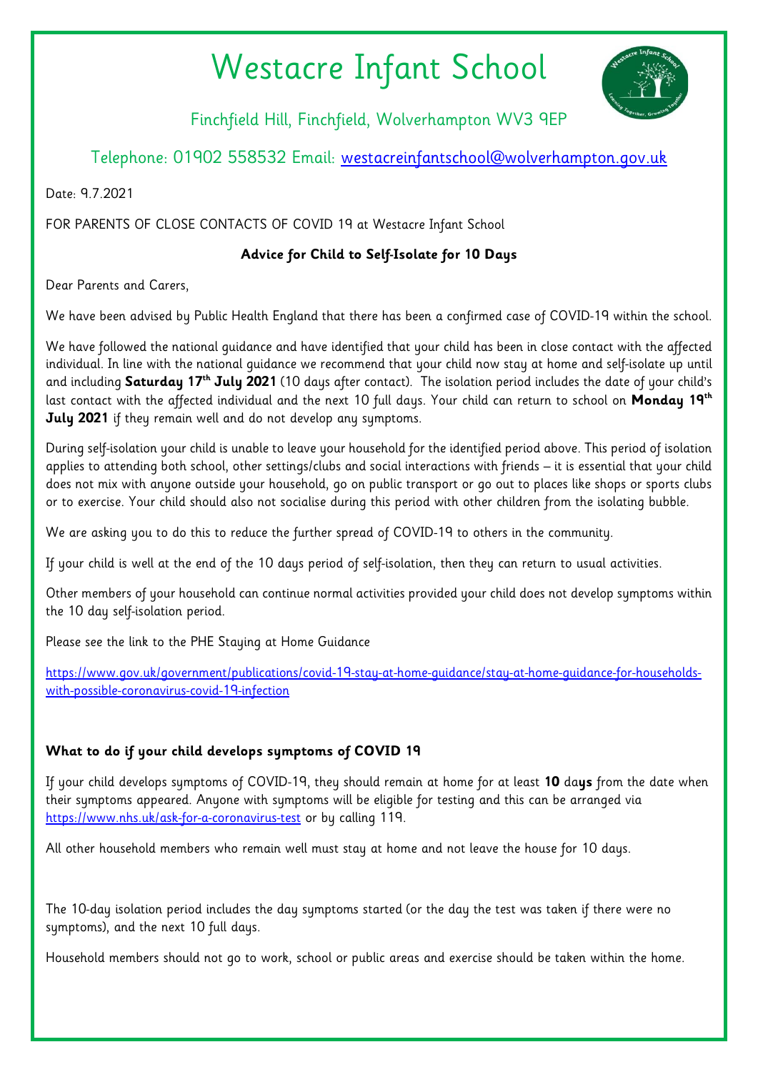# Westacre Infant School

Finchfield Hill, Finchfield, Wolverhampton WV3 9EP

Telephone: 01902 558532 Email: [westacreinfantschool@wolverhampton.gov.uk](mailto:westacreinfantschool@wolverhampton.gov.uk)

Date: 9.7.2021

FOR PARENTS OF CLOSE CONTACTS OF COVID 19 at Westacre Infant School

**Advice for Child to Self-Isolate for 10 Days**

Dear Parents and Carers,

We have been advised by Public Health England that there has been a confirmed case of COVID-19 within the school.

We have followed the national guidance and have identified that your child has been in close contact with the affected individual. In line with the national guidance we recommend that your child now stay at home and self-isolate up until and including **Saturday 17th July 2021** (10 days after contact). The isolation period includes the date of your child's last contact with the affected individual and the next 10 full days. Your child can return to school on **Monday 19th July 2021** if they remain well and do not develop any symptoms.

During self-isolation your child is unable to leave your household for the identified period above. This period of isolation applies to attending both school, other settings/clubs and social interactions with friends – it is essential that your child does not mix with anyone outside your household, go on public transport or go out to places like shops or sports clubs or to exercise. Your child should also not socialise during this period with other children from the isolating bubble.

We are asking you to do this to reduce the further spread of COVID-19 to others in the community.

If your child is well at the end of the 10 days period of self-isolation, then they can return to usual activities.

Other members of your household can continue normal activities provided your child does not develop symptoms within the 10 day self-isolation period.

Please see the link to the PHE Staying at Home Guidance

[https://www.gov.uk/government/publications/covid-19-stay-at-home-guidance/stay-at-home-guidance-for-households-with-possible-coronavirus-covid-19-infection](https://www.gov.uk/government/publications/covid-19-stay-at-home-guidance/stay-at-home-guidance-for-households-with-possible-coronavirus-covid-19-infection)

**What to do if your child develops symptoms of COVID 19**

If your child develops symptoms of COVID-19, they should remain at home for at least **10** da**ys** from the date when their symptoms appeared. Anyone with symptoms will be eligible for testing and this can be arranged via [https://www.nhs.uk/ask-for-a-coronavirus-test](https://www.nhs.uk/ask-for-a-coronavirus-test) or by calling 119.

All other household members who remain well must stay at home and not leave the house for 10 days.

The 10-day isolation period includes the day symptoms started (or the day the test was taken if there were no symptoms), and the next 10 full days.

Household members should not go to work, school or public areas and exercise should be taken within the home.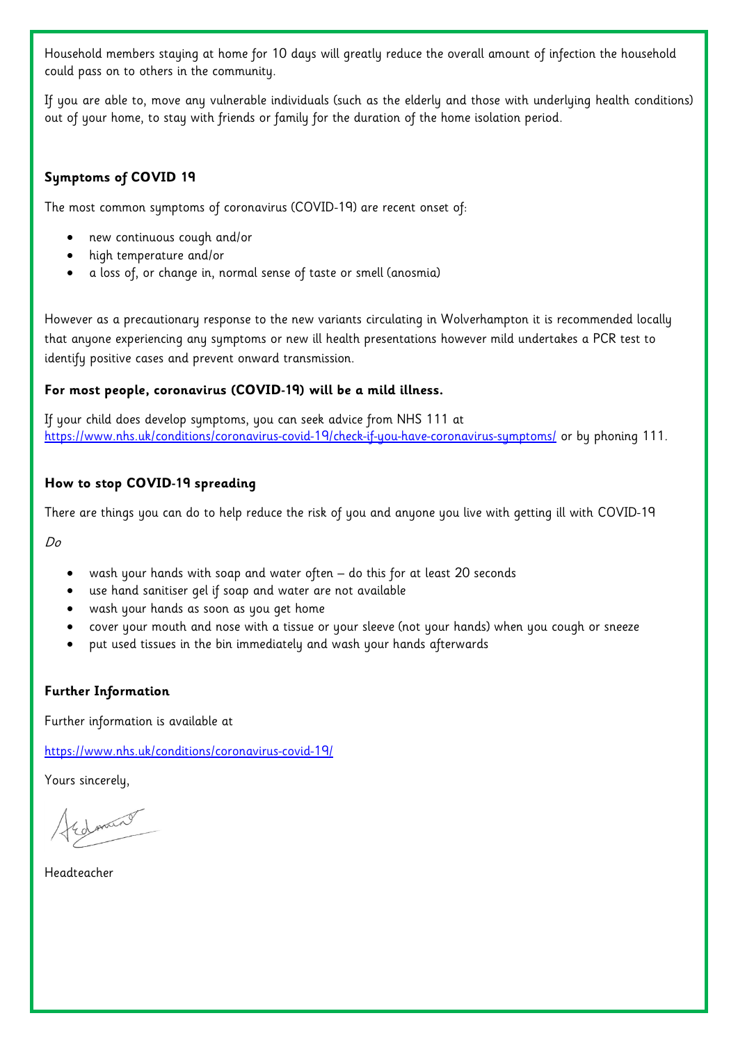Household members staying at home for 10 days will greatly reduce the overall amount of infection the household could pass on to others in the community.

If you are able to, move any vulnerable individuals (such as the elderly and those with underlying health conditions) out of your home, to stay with friends or family for the duration of the home isolation period.

**Symptoms of COVID 19**

The most common symptoms of coronavirus (COVID-19) are recent onset of:

- new continuous cough and/or
- high temperature and/or
- a loss of, or change in, normal sense of taste or smell (anosmia)

However as a precautionary response to the new variants circulating in Wolverhampton it is recommended locally that anyone experiencing any symptoms or new ill health presentations however mild undertakes a PCR test to identify positive cases and prevent onward transmission.

**For most people, coronavirus (COVID-19) will be a mild illness.**

If your child does develop symptoms, you can seek advice from NHS 111 at https://www.nhs.uk/conditions/coronavirus-covid-19/check-if-you-have-coronavirus-symptoms/ or by phoning 111.

**How to stop COVID-19 spreading**

There are things you can do to help reduce the risk of you and anyone you live with getting ill with COVID-19

*Do*

- wash your hands with soap and water often – do this for at least 20 seconds
- use hand sanitiser gel if soap and water are not available
- wash your hands as soon as you get home
- cover your mouth and nose with a tissue or your sleeve (not your hands) when you cough or sneeze
- put used tissues in the bin immediately and wash your hands afterwards

**Further Information**

Further information is available at

https://www.nhs.uk/conditions/coronavirus-covid-19/

Yours sincerely,

Headteacher